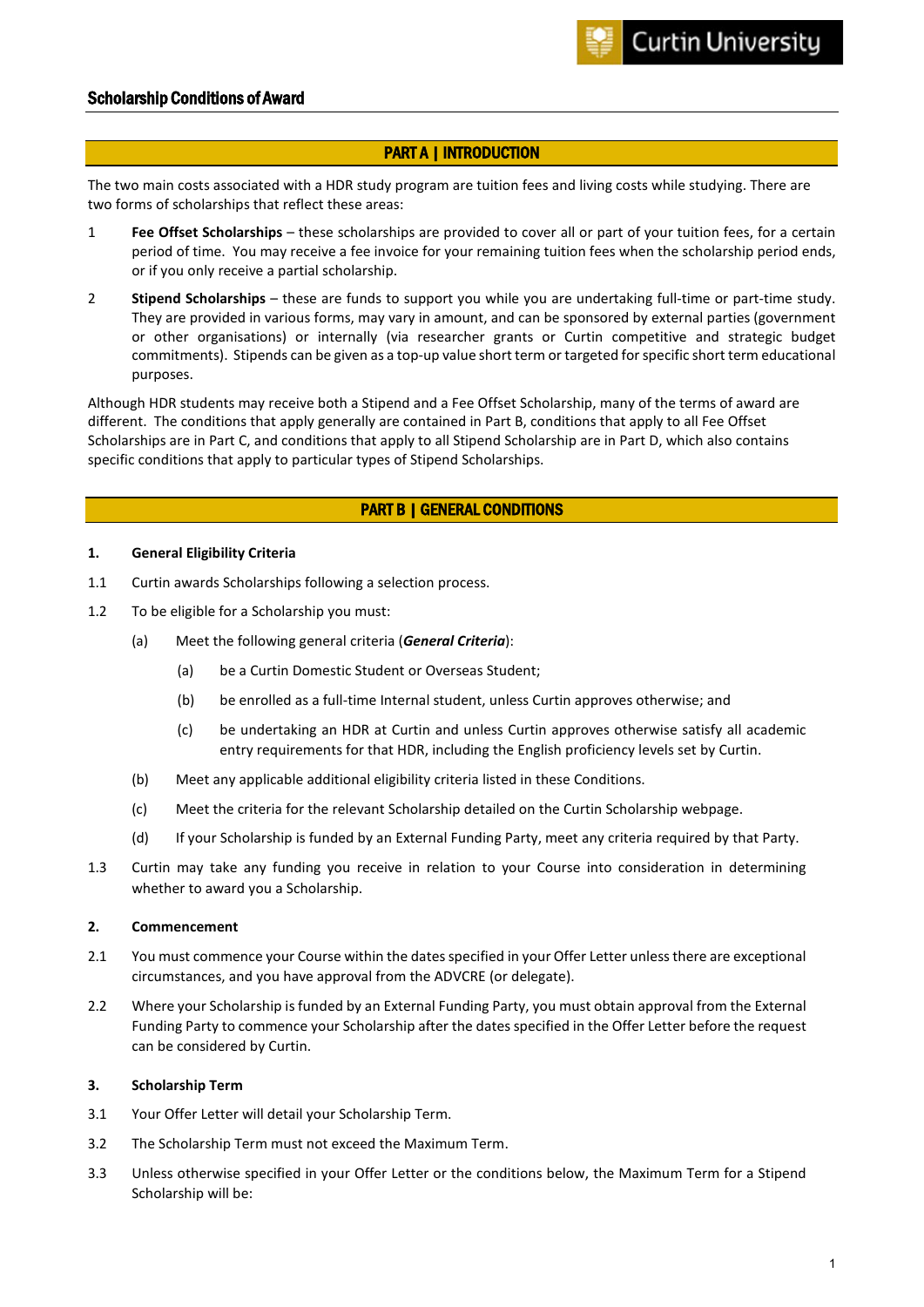# Scholarship Conditions of Award

## PART A | INTRODUCTION

The two main costs associated with a HDR study program are tuition fees and living costs while studying. There are two forms of scholarships that reflect these areas:

1. **Fee Offset Scholarships** – these scholarships are provided to cover all or part of your tuition fees, for a certain period of time. You may receive a fee invoice for your remaining tuition fees when the scholarship period ends, or if you only receive a partial scholarship.

2. **Stipend Scholarships** – these are funds to support you while you are undertaking full-time or part-time study. They are provided in various forms, may vary in amount, and can be sponsored by external parties (government or other organisations) or internally (via researcher grants or Curtin competitive and strategic budget commitments). Stipends can be given as a top-up value short term or targeted for specific short term educational purposes.

Although HDR students may receive both a Stipend and a Fee Offset Scholarship, many of the terms of award are different. The conditions that apply generally are contained in Part B, conditions that apply to all Fee Offset Scholarships are in Part C, and conditions that apply to all Stipend Scholarship are in Part D, which also contains specific conditions that apply to particular types of Stipend Scholarships.

## PART B | GENERAL CONDITIONS

### 1. General Eligibility Criteria

1.1 Curtin awards Scholarships following a selection process.

1.2 To be eligible for a Scholarship you must:

- (a) Meet the following general criteria (***General Criteria***):
  - (a) be a Curtin Domestic Student or Overseas Student;
  - (b) be enrolled as a full-time Internal student, unless Curtin approves otherwise; and
  - (c) be undertaking an HDR at Curtin and unless Curtin approves otherwise satisfy all academic entry requirements for that HDR, including the English proficiency levels set by Curtin.
- (b) Meet any applicable additional eligibility criteria listed in these Conditions.
- (c) Meet the criteria for the relevant Scholarship detailed on the Curtin Scholarship webpage.
- (d) If your Scholarship is funded by an External Funding Party, meet any criteria required by that Party.

1.3 Curtin may take any funding you receive in relation to your Course into consideration in determining whether to award you a Scholarship.

### 2. Commencement

2.1 You must commence your Course within the dates specified in your Offer Letter unless there are exceptional circumstances, and you have approval from the ADVCRE (or delegate).

2.2 Where your Scholarship is funded by an External Funding Party, you must obtain approval from the External Funding Party to commence your Scholarship after the dates specified in the Offer Letter before the request can be considered by Curtin.

### 3. Scholarship Term

3.1 Your Offer Letter will detail your Scholarship Term.

3.2 The Scholarship Term must not exceed the Maximum Term.

3.3 Unless otherwise specified in your Offer Letter or the conditions below, the Maximum Term for a Stipend Scholarship will be: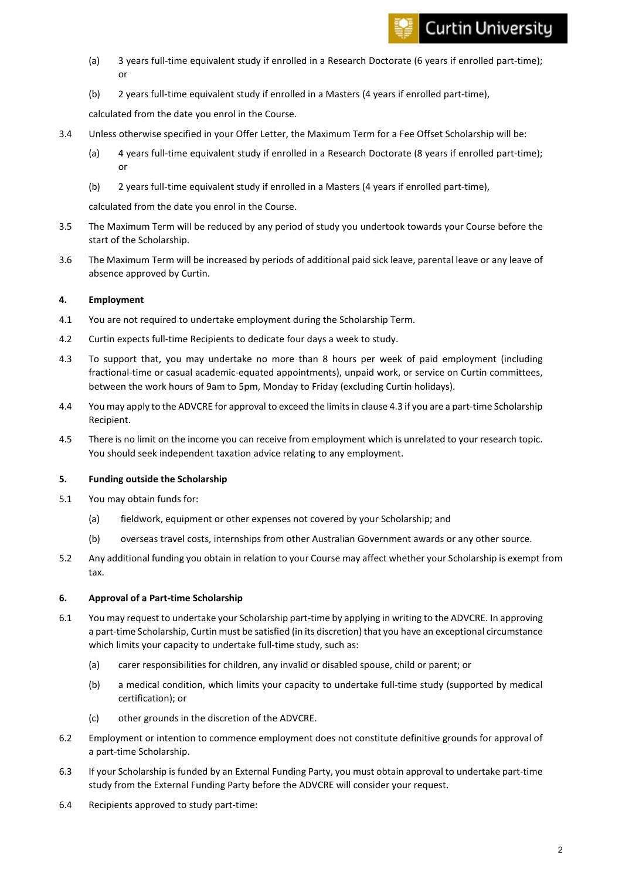(a) 3 years full-time equivalent study if enrolled in a Research Doctorate (6 years if enrolled part-time); or

(b) 2 years full-time equivalent study if enrolled in a Masters (4 years if enrolled part-time),

calculated from the date you enrol in the Course.

3.4 Unless otherwise specified in your Offer Letter, the Maximum Term for a Fee Offset Scholarship will be:

(a) 4 years full-time equivalent study if enrolled in a Research Doctorate (8 years if enrolled part-time); or

(b) 2 years full-time equivalent study if enrolled in a Masters (4 years if enrolled part-time),

calculated from the date you enrol in the Course.

3.5 The Maximum Term will be reduced by any period of study you undertook towards your Course before the start of the Scholarship.

3.6 The Maximum Term will be increased by periods of additional paid sick leave, parental leave or any leave of absence approved by Curtin.

**4. Employment**

4.1 You are not required to undertake employment during the Scholarship Term.

4.2 Curtin expects full-time Recipients to dedicate four days a week to study.

4.3 To support that, you may undertake no more than 8 hours per week of paid employment (including fractional-time or casual academic-equated appointments), unpaid work, or service on Curtin committees, between the work hours of 9am to 5pm, Monday to Friday (excluding Curtin holidays).

4.4 You may apply to the ADVCRE for approval to exceed the limits in clause 4.3 if you are a part-time Scholarship Recipient.

4.5 There is no limit on the income you can receive from employment which is unrelated to your research topic. You should seek independent taxation advice relating to any employment.

**5. Funding outside the Scholarship**

5.1 You may obtain funds for:

(a) fieldwork, equipment or other expenses not covered by your Scholarship; and

(b) overseas travel costs, internships from other Australian Government awards or any other source.

5.2 Any additional funding you obtain in relation to your Course may affect whether your Scholarship is exempt from tax.

**6. Approval of a Part-time Scholarship**

6.1 You may request to undertake your Scholarship part-time by applying in writing to the ADVCRE. In approving a part-time Scholarship, Curtin must be satisfied (in its discretion) that you have an exceptional circumstance which limits your capacity to undertake full-time study, such as:

(a) carer responsibilities for children, any invalid or disabled spouse, child or parent; or

(b) a medical condition, which limits your capacity to undertake full-time study (supported by medical certification); or

(c) other grounds in the discretion of the ADVCRE.

6.2 Employment or intention to commence employment does not constitute definitive grounds for approval of a part-time Scholarship.

6.3 If your Scholarship is funded by an External Funding Party, you must obtain approval to undertake part-time study from the External Funding Party before the ADVCRE will consider your request.

6.4 Recipients approved to study part-time: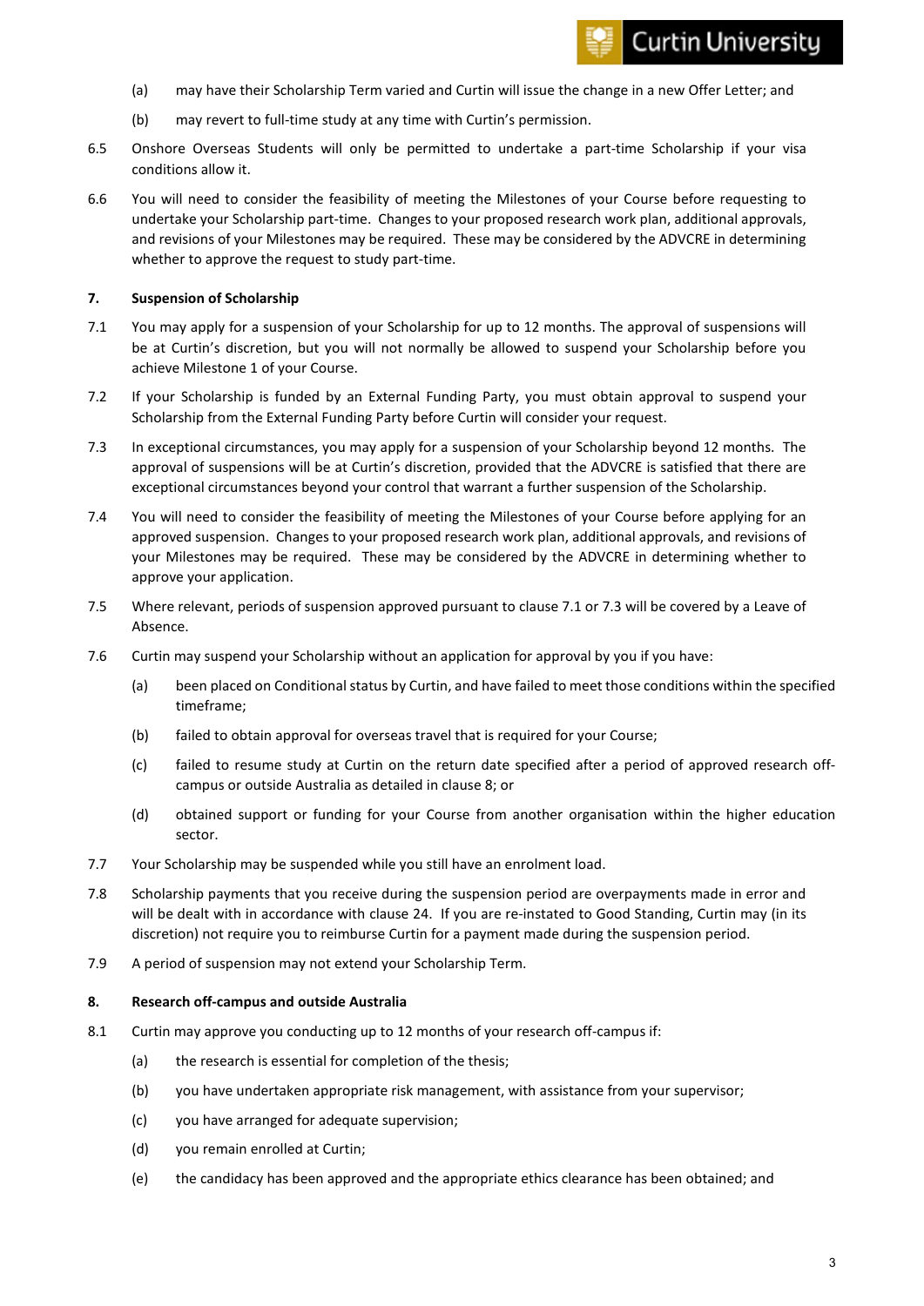(a) may have their Scholarship Term varied and Curtin will issue the change in a new Offer Letter; and

(b) may revert to full-time study at any time with Curtin's permission.

6.5 Onshore Overseas Students will only be permitted to undertake a part-time Scholarship if your visa conditions allow it.

6.6 You will need to consider the feasibility of meeting the Milestones of your Course before requesting to undertake your Scholarship part-time. Changes to your proposed research work plan, additional approvals, and revisions of your Milestones may be required. These may be considered by the ADVCRE in determining whether to approve the request to study part-time.

**7. Suspension of Scholarship**

7.1 You may apply for a suspension of your Scholarship for up to 12 months. The approval of suspensions will be at Curtin's discretion, but you will not normally be allowed to suspend your Scholarship before you achieve Milestone 1 of your Course.

7.2 If your Scholarship is funded by an External Funding Party, you must obtain approval to suspend your Scholarship from the External Funding Party before Curtin will consider your request.

7.3 In exceptional circumstances, you may apply for a suspension of your Scholarship beyond 12 months. The approval of suspensions will be at Curtin's discretion, provided that the ADVCRE is satisfied that there are exceptional circumstances beyond your control that warrant a further suspension of the Scholarship.

7.4 You will need to consider the feasibility of meeting the Milestones of your Course before applying for an approved suspension. Changes to your proposed research work plan, additional approvals, and revisions of your Milestones may be required. These may be considered by the ADVCRE in determining whether to approve your application.

7.5 Where relevant, periods of suspension approved pursuant to clause 7.1 or 7.3 will be covered by a Leave of Absence.

7.6 Curtin may suspend your Scholarship without an application for approval by you if you have:

(a) been placed on Conditional status by Curtin, and have failed to meet those conditions within the specified timeframe;

(b) failed to obtain approval for overseas travel that is required for your Course;

(c) failed to resume study at Curtin on the return date specified after a period of approved research off-campus or outside Australia as detailed in clause 8; or

(d) obtained support or funding for your Course from another organisation within the higher education sector.

7.7 Your Scholarship may be suspended while you still have an enrolment load.

7.8 Scholarship payments that you receive during the suspension period are overpayments made in error and will be dealt with in accordance with clause 24. If you are re-instated to Good Standing, Curtin may (in its discretion) not require you to reimburse Curtin for a payment made during the suspension period.

7.9 A period of suspension may not extend your Scholarship Term.

**8. Research off-campus and outside Australia**

8.1 Curtin may approve you conducting up to 12 months of your research off-campus if:

(a) the research is essential for completion of the thesis;

(b) you have undertaken appropriate risk management, with assistance from your supervisor;

(c) you have arranged for adequate supervision;

(d) you remain enrolled at Curtin;

(e) the candidacy has been approved and the appropriate ethics clearance has been obtained; and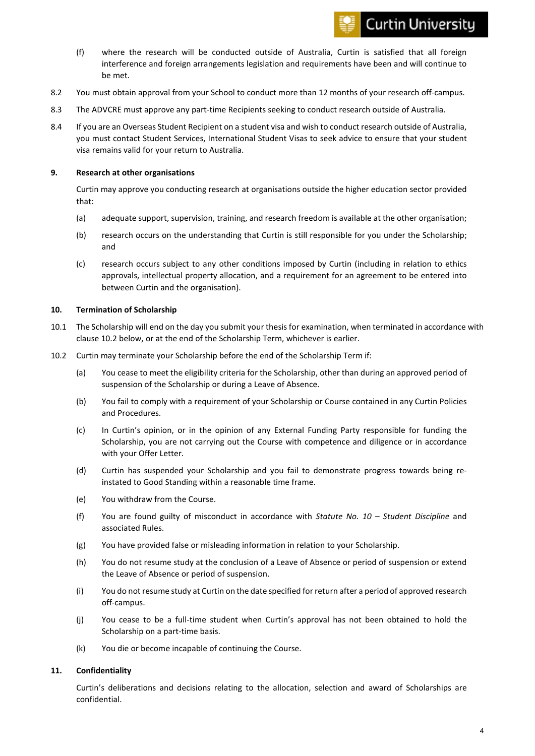(f) where the research will be conducted outside of Australia, Curtin is satisfied that all foreign interference and foreign arrangements legislation and requirements have been and will continue to be met.

8.2 You must obtain approval from your School to conduct more than 12 months of your research off-campus.

8.3 The ADVCRE must approve any part-time Recipients seeking to conduct research outside of Australia.

8.4 If you are an Overseas Student Recipient on a student visa and wish to conduct research outside of Australia, you must contact Student Services, International Student Visas to seek advice to ensure that your student visa remains valid for your return to Australia.

## 9. Research at other organisations

Curtin may approve you conducting research at organisations outside the higher education sector provided that:

(a) adequate support, supervision, training, and research freedom is available at the other organisation;

(b) research occurs on the understanding that Curtin is still responsible for you under the Scholarship; and

(c) research occurs subject to any other conditions imposed by Curtin (including in relation to ethics approvals, intellectual property allocation, and a requirement for an agreement to be entered into between Curtin and the organisation).

## 10. Termination of Scholarship

10.1 The Scholarship will end on the day you submit your thesis for examination, when terminated in accordance with clause 10.2 below, or at the end of the Scholarship Term, whichever is earlier.

10.2 Curtin may terminate your Scholarship before the end of the Scholarship Term if:

(a) You cease to meet the eligibility criteria for the Scholarship, other than during an approved period of suspension of the Scholarship or during a Leave of Absence.

(b) You fail to comply with a requirement of your Scholarship or Course contained in any Curtin Policies and Procedures.

(c) In Curtin's opinion, or in the opinion of any External Funding Party responsible for funding the Scholarship, you are not carrying out the Course with competence and diligence or in accordance with your Offer Letter.

(d) Curtin has suspended your Scholarship and you fail to demonstrate progress towards being re-instated to Good Standing within a reasonable time frame.

(e) You withdraw from the Course.

(f) You are found guilty of misconduct in accordance with *Statute No. 10 – Student Discipline* and associated Rules.

(g) You have provided false or misleading information in relation to your Scholarship.

(h) You do not resume study at the conclusion of a Leave of Absence or period of suspension or extend the Leave of Absence or period of suspension.

(i) You do not resume study at Curtin on the date specified for return after a period of approved research off-campus.

(j) You cease to be a full-time student when Curtin's approval has not been obtained to hold the Scholarship on a part-time basis.

(k) You die or become incapable of continuing the Course.

## 11. Confidentiality

Curtin's deliberations and decisions relating to the allocation, selection and award of Scholarships are confidential.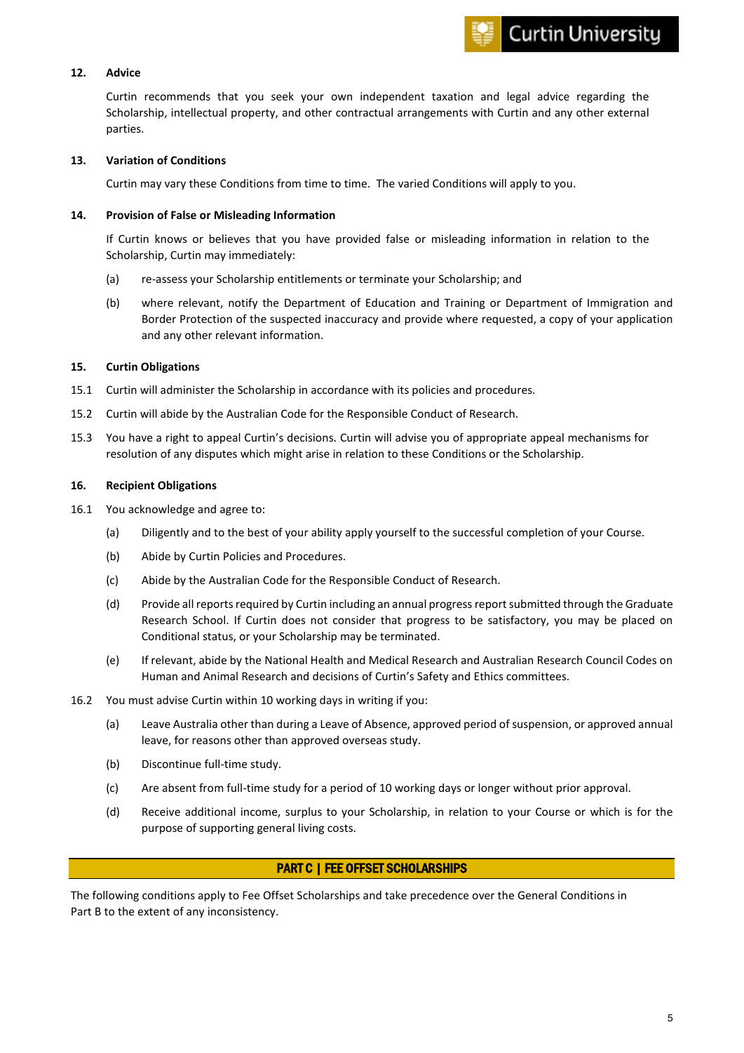### 12. Advice

Curtin recommends that you seek your own independent taxation and legal advice regarding the Scholarship, intellectual property, and other contractual arrangements with Curtin and any other external parties.

### 13. Variation of Conditions

Curtin may vary these Conditions from time to time. The varied Conditions will apply to you.

### 14. Provision of False or Misleading Information

If Curtin knows or believes that you have provided false or misleading information in relation to the Scholarship, Curtin may immediately:

(a) re-assess your Scholarship entitlements or terminate your Scholarship; and

(b) where relevant, notify the Department of Education and Training or Department of Immigration and Border Protection of the suspected inaccuracy and provide where requested, a copy of your application and any other relevant information.

### 15. Curtin Obligations

15.1 Curtin will administer the Scholarship in accordance with its policies and procedures.

15.2 Curtin will abide by the Australian Code for the Responsible Conduct of Research.

15.3 You have a right to appeal Curtin's decisions. Curtin will advise you of appropriate appeal mechanisms for resolution of any disputes which might arise in relation to these Conditions or the Scholarship.

### 16. Recipient Obligations

16.1 You acknowledge and agree to:

(a) Diligently and to the best of your ability apply yourself to the successful completion of your Course.

(b) Abide by Curtin Policies and Procedures.

(c) Abide by the Australian Code for the Responsible Conduct of Research.

(d) Provide all reports required by Curtin including an annual progress report submitted through the Graduate Research School. If Curtin does not consider that progress to be satisfactory, you may be placed on Conditional status, or your Scholarship may be terminated.

(e) If relevant, abide by the National Health and Medical Research and Australian Research Council Codes on Human and Animal Research and decisions of Curtin's Safety and Ethics committees.

16.2 You must advise Curtin within 10 working days in writing if you:

(a) Leave Australia other than during a Leave of Absence, approved period of suspension, or approved annual leave, for reasons other than approved overseas study.

(b) Discontinue full-time study.

(c) Are absent from full-time study for a period of 10 working days or longer without prior approval.

(d) Receive additional income, surplus to your Scholarship, in relation to your Course or which is for the purpose of supporting general living costs.

## PART C | FEE OFFSET SCHOLARSHIPS

The following conditions apply to Fee Offset Scholarships and take precedence over the General Conditions in Part B to the extent of any inconsistency.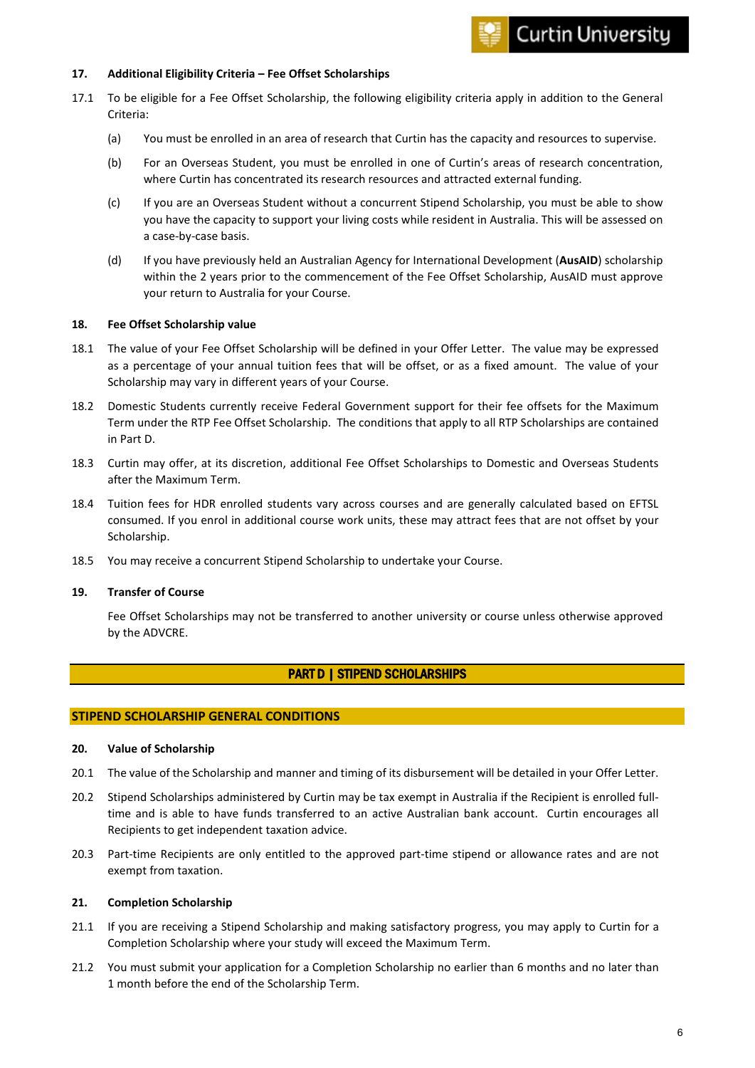### 17. Additional Eligibility Criteria – Fee Offset Scholarships

17.1 To be eligible for a Fee Offset Scholarship, the following eligibility criteria apply in addition to the General Criteria:

(a) You must be enrolled in an area of research that Curtin has the capacity and resources to supervise.

(b) For an Overseas Student, you must be enrolled in one of Curtin's areas of research concentration, where Curtin has concentrated its research resources and attracted external funding.

(c) If you are an Overseas Student without a concurrent Stipend Scholarship, you must be able to show you have the capacity to support your living costs while resident in Australia. This will be assessed on a case-by-case basis.

(d) If you have previously held an Australian Agency for International Development (**AusAID**) scholarship within the 2 years prior to the commencement of the Fee Offset Scholarship, AusAID must approve your return to Australia for your Course.

### 18. Fee Offset Scholarship value

18.1 The value of your Fee Offset Scholarship will be defined in your Offer Letter. The value may be expressed as a percentage of your annual tuition fees that will be offset, or as a fixed amount. The value of your Scholarship may vary in different years of your Course.

18.2 Domestic Students currently receive Federal Government support for their fee offsets for the Maximum Term under the RTP Fee Offset Scholarship. The conditions that apply to all RTP Scholarships are contained in Part D.

18.3 Curtin may offer, at its discretion, additional Fee Offset Scholarships to Domestic and Overseas Students after the Maximum Term.

18.4 Tuition fees for HDR enrolled students vary across courses and are generally calculated based on EFTSL consumed. If you enrol in additional course work units, these may attract fees that are not offset by your Scholarship.

18.5 You may receive a concurrent Stipend Scholarship to undertake your Course.

### 19. Transfer of Course

Fee Offset Scholarships may not be transferred to another university or course unless otherwise approved by the ADVCRE.

## PART D | STIPEND SCHOLARSHIPS

## STIPEND SCHOLARSHIP GENERAL CONDITIONS

### 20. Value of Scholarship

20.1 The value of the Scholarship and manner and timing of its disbursement will be detailed in your Offer Letter.

20.2 Stipend Scholarships administered by Curtin may be tax exempt in Australia if the Recipient is enrolled full-time and is able to have funds transferred to an active Australian bank account. Curtin encourages all Recipients to get independent taxation advice.

20.3 Part-time Recipients are only entitled to the approved part-time stipend or allowance rates and are not exempt from taxation.

### 21. Completion Scholarship

21.1 If you are receiving a Stipend Scholarship and making satisfactory progress, you may apply to Curtin for a Completion Scholarship where your study will exceed the Maximum Term.

21.2 You must submit your application for a Completion Scholarship no earlier than 6 months and no later than 1 month before the end of the Scholarship Term.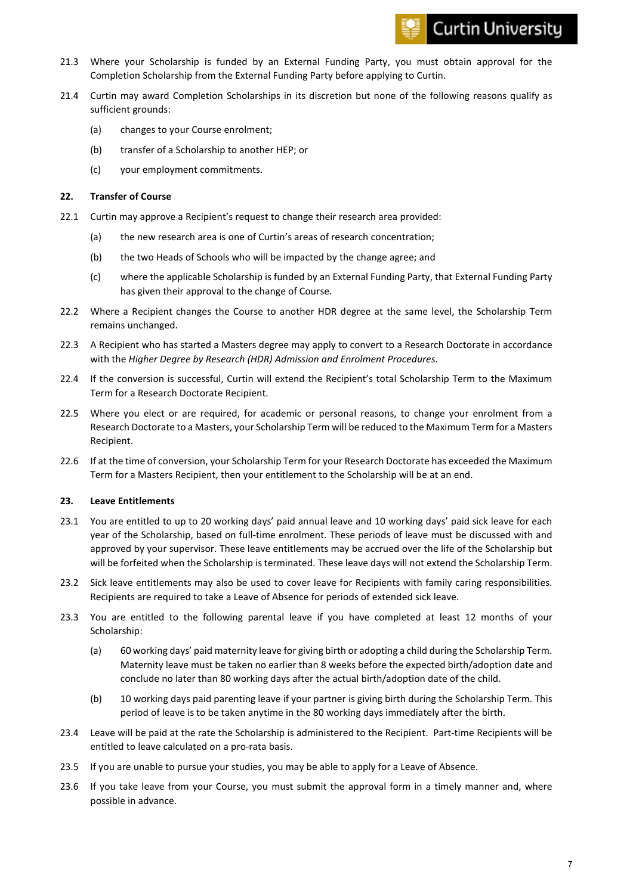21.3 Where your Scholarship is funded by an External Funding Party, you must obtain approval for the Completion Scholarship from the External Funding Party before applying to Curtin.

21.4 Curtin may award Completion Scholarships in its discretion but none of the following reasons qualify as sufficient grounds:

(a) changes to your Course enrolment;

(b) transfer of a Scholarship to another HEP; or

(c) your employment commitments.

## 22. Transfer of Course

22.1 Curtin may approve a Recipient's request to change their research area provided:

(a) the new research area is one of Curtin's areas of research concentration;

(b) the two Heads of Schools who will be impacted by the change agree; and

(c) where the applicable Scholarship is funded by an External Funding Party, that External Funding Party has given their approval to the change of Course.

22.2 Where a Recipient changes the Course to another HDR degree at the same level, the Scholarship Term remains unchanged.

22.3 A Recipient who has started a Masters degree may apply to convert to a Research Doctorate in accordance with the *Higher Degree by Research (HDR) Admission and Enrolment Procedures*.

22.4 If the conversion is successful, Curtin will extend the Recipient's total Scholarship Term to the Maximum Term for a Research Doctorate Recipient.

22.5 Where you elect or are required, for academic or personal reasons, to change your enrolment from a Research Doctorate to a Masters, your Scholarship Term will be reduced to the Maximum Term for a Masters Recipient.

22.6 If at the time of conversion, your Scholarship Term for your Research Doctorate has exceeded the Maximum Term for a Masters Recipient, then your entitlement to the Scholarship will be at an end.

## 23. Leave Entitlements

23.1 You are entitled to up to 20 working days' paid annual leave and 10 working days' paid sick leave for each year of the Scholarship, based on full-time enrolment. These periods of leave must be discussed with and approved by your supervisor. These leave entitlements may be accrued over the life of the Scholarship but will be forfeited when the Scholarship is terminated. These leave days will not extend the Scholarship Term.

23.2 Sick leave entitlements may also be used to cover leave for Recipients with family caring responsibilities. Recipients are required to take a Leave of Absence for periods of extended sick leave.

23.3 You are entitled to the following parental leave if you have completed at least 12 months of your Scholarship:

(a) 60 working days' paid maternity leave for giving birth or adopting a child during the Scholarship Term. Maternity leave must be taken no earlier than 8 weeks before the expected birth/adoption date and conclude no later than 80 working days after the actual birth/adoption date of the child.

(b) 10 working days paid parenting leave if your partner is giving birth during the Scholarship Term. This period of leave is to be taken anytime in the 80 working days immediately after the birth.

23.4 Leave will be paid at the rate the Scholarship is administered to the Recipient. Part-time Recipients will be entitled to leave calculated on a pro-rata basis.

23.5 If you are unable to pursue your studies, you may be able to apply for a Leave of Absence.

23.6 If you take leave from your Course, you must submit the approval form in a timely manner and, where possible in advance.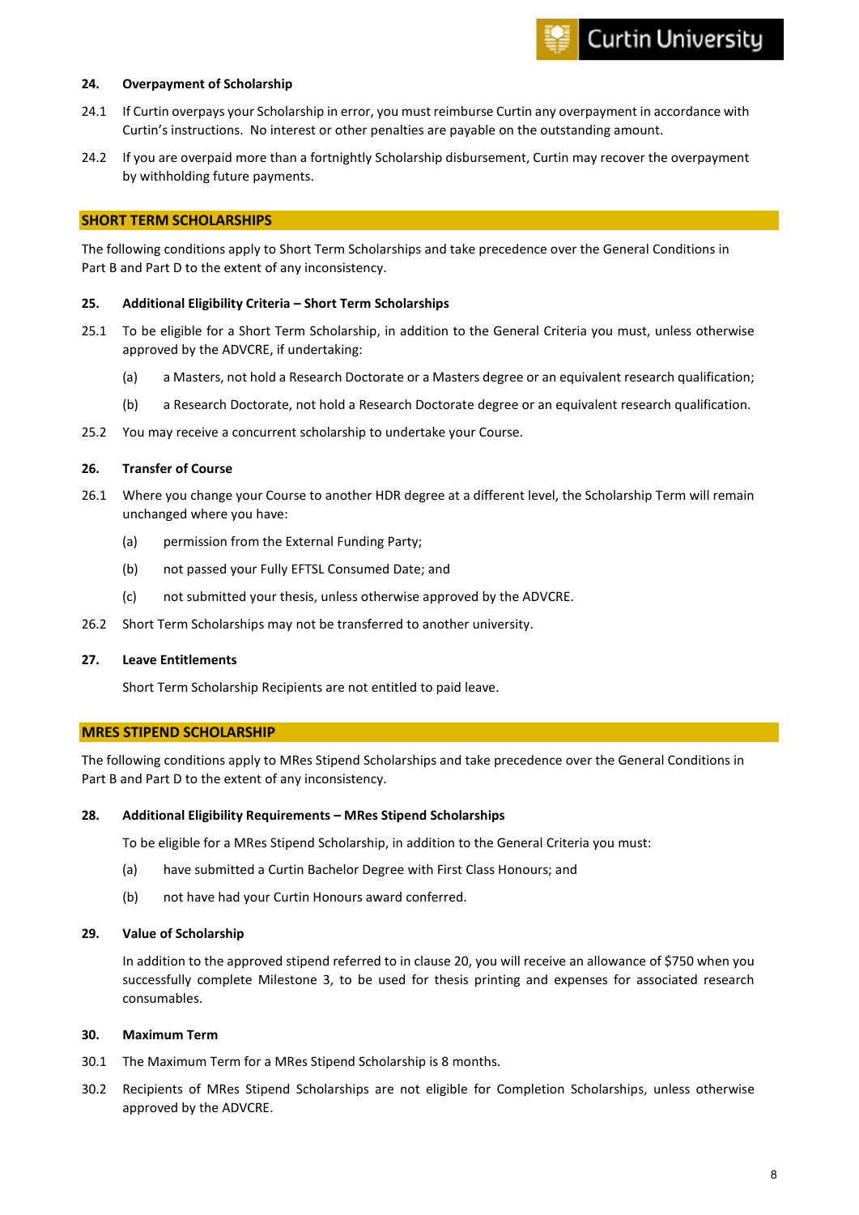### 24. Overpayment of Scholarship

24.1 If Curtin overpays your Scholarship in error, you must reimburse Curtin any overpayment in accordance with Curtin's instructions. No interest or other penalties are payable on the outstanding amount.

24.2 If you are overpaid more than a fortnightly Scholarship disbursement, Curtin may recover the overpayment by withholding future payments.

## SHORT TERM SCHOLARSHIPS

The following conditions apply to Short Term Scholarships and take precedence over the General Conditions in Part B and Part D to the extent of any inconsistency.

### 25. Additional Eligibility Criteria – Short Term Scholarships

25.1 To be eligible for a Short Term Scholarship, in addition to the General Criteria you must, unless otherwise approved by the ADVCRE, if undertaking:

(a) a Masters, not hold a Research Doctorate or a Masters degree or an equivalent research qualification;

(b) a Research Doctorate, not hold a Research Doctorate degree or an equivalent research qualification.

25.2 You may receive a concurrent scholarship to undertake your Course.

### 26. Transfer of Course

26.1 Where you change your Course to another HDR degree at a different level, the Scholarship Term will remain unchanged where you have:

(a) permission from the External Funding Party;

(b) not passed your Fully EFTSL Consumed Date; and

(c) not submitted your thesis, unless otherwise approved by the ADVCRE.

26.2 Short Term Scholarships may not be transferred to another university.

### 27. Leave Entitlements

Short Term Scholarship Recipients are not entitled to paid leave.

## MRES STIPEND SCHOLARSHIP

The following conditions apply to MRes Stipend Scholarships and take precedence over the General Conditions in Part B and Part D to the extent of any inconsistency.

### 28. Additional Eligibility Requirements – MRes Stipend Scholarships

To be eligible for a MRes Stipend Scholarship, in addition to the General Criteria you must:

(a) have submitted a Curtin Bachelor Degree with First Class Honours; and

(b) not have had your Curtin Honours award conferred.

### 29. Value of Scholarship

In addition to the approved stipend referred to in clause 20, you will receive an allowance of $750 when you successfully complete Milestone 3, to be used for thesis printing and expenses for associated research consumables.

### 30. Maximum Term

30.1 The Maximum Term for a MRes Stipend Scholarship is 8 months.

30.2 Recipients of MRes Stipend Scholarships are not eligible for Completion Scholarships, unless otherwise approved by the ADVCRE.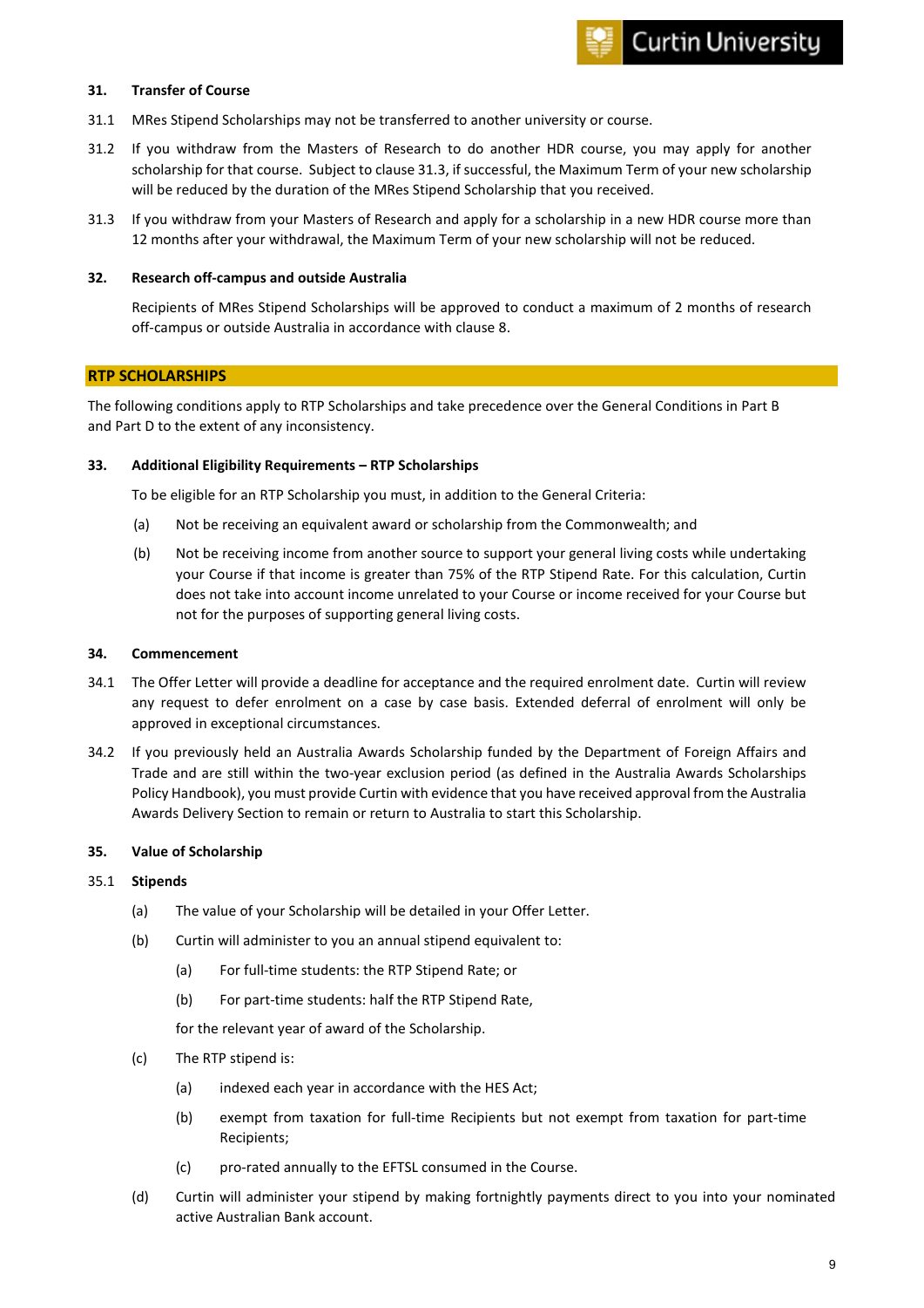### 31. Transfer of Course

31.1 MRes Stipend Scholarships may not be transferred to another university or course.

31.2 If you withdraw from the Masters of Research to do another HDR course, you may apply for another scholarship for that course. Subject to clause 31.3, if successful, the Maximum Term of your new scholarship will be reduced by the duration of the MRes Stipend Scholarship that you received.

31.3 If you withdraw from your Masters of Research and apply for a scholarship in a new HDR course more than 12 months after your withdrawal, the Maximum Term of your new scholarship will not be reduced.

### 32. Research off-campus and outside Australia

Recipients of MRes Stipend Scholarships will be approved to conduct a maximum of 2 months of research off-campus or outside Australia in accordance with clause 8.

## RTP SCHOLARSHIPS

The following conditions apply to RTP Scholarships and take precedence over the General Conditions in Part B and Part D to the extent of any inconsistency.

### 33. Additional Eligibility Requirements – RTP Scholarships

To be eligible for an RTP Scholarship you must, in addition to the General Criteria:

(a) Not be receiving an equivalent award or scholarship from the Commonwealth; and

(b) Not be receiving income from another source to support your general living costs while undertaking your Course if that income is greater than 75% of the RTP Stipend Rate. For this calculation, Curtin does not take into account income unrelated to your Course or income received for your Course but not for the purposes of supporting general living costs.

### 34. Commencement

34.1 The Offer Letter will provide a deadline for acceptance and the required enrolment date. Curtin will review any request to defer enrolment on a case by case basis. Extended deferral of enrolment will only be approved in exceptional circumstances.

34.2 If you previously held an Australia Awards Scholarship funded by the Department of Foreign Affairs and Trade and are still within the two-year exclusion period (as defined in the Australia Awards Scholarships Policy Handbook), you must provide Curtin with evidence that you have received approval from the Australia Awards Delivery Section to remain or return to Australia to start this Scholarship.

### 35. Value of Scholarship

35.1 **Stipends**

(a) The value of your Scholarship will be detailed in your Offer Letter.

(b) Curtin will administer to you an annual stipend equivalent to:

  (a) For full-time students: the RTP Stipend Rate; or

  (b) For part-time students: half the RTP Stipend Rate,

  for the relevant year of award of the Scholarship.

(c) The RTP stipend is:

  (a) indexed each year in accordance with the HES Act;

  (b) exempt from taxation for full-time Recipients but not exempt from taxation for part-time Recipients;

  (c) pro-rated annually to the EFTSL consumed in the Course.

(d) Curtin will administer your stipend by making fortnightly payments direct to you into your nominated active Australian Bank account.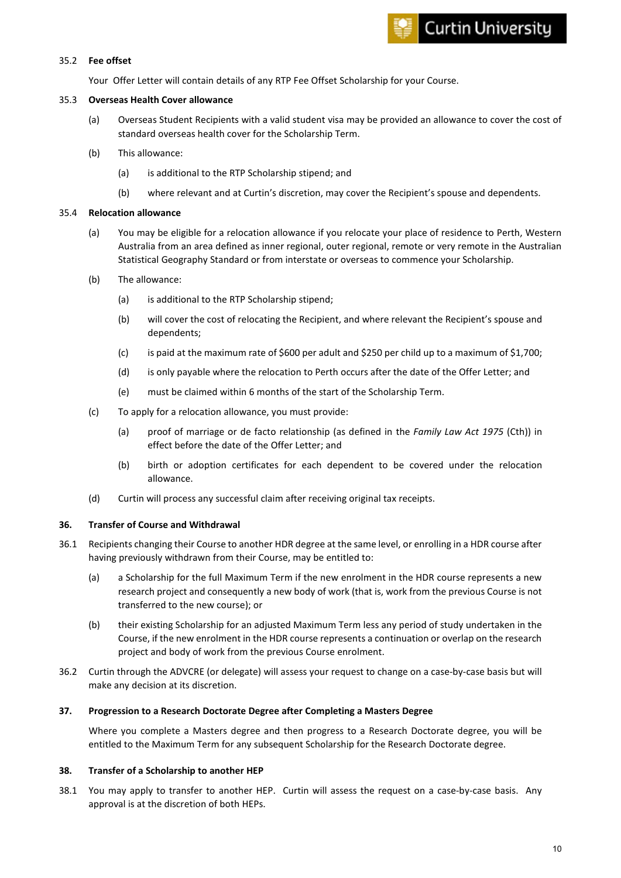35.2 **Fee offset**

Your Offer Letter will contain details of any RTP Fee Offset Scholarship for your Course.

35.3 **Overseas Health Cover allowance**

(a) Overseas Student Recipients with a valid student visa may be provided an allowance to cover the cost of standard overseas health cover for the Scholarship Term.

(b) This allowance:

(a) is additional to the RTP Scholarship stipend; and

(b) where relevant and at Curtin's discretion, may cover the Recipient's spouse and dependents.

35.4 **Relocation allowance**

(a) You may be eligible for a relocation allowance if you relocate your place of residence to Perth, Western Australia from an area defined as inner regional, outer regional, remote or very remote in the Australian Statistical Geography Standard or from interstate or overseas to commence your Scholarship.

(b) The allowance:

(a) is additional to the RTP Scholarship stipend;

(b) will cover the cost of relocating the Recipient, and where relevant the Recipient's spouse and dependents;

(c) is paid at the maximum rate of $600 per adult and $250 per child up to a maximum of $1,700;

(d) is only payable where the relocation to Perth occurs after the date of the Offer Letter; and

(e) must be claimed within 6 months of the start of the Scholarship Term.

(c) To apply for a relocation allowance, you must provide:

(a) proof of marriage or de facto relationship (as defined in the *Family Law Act 1975* (Cth)) in effect before the date of the Offer Letter; and

(b) birth or adoption certificates for each dependent to be covered under the relocation allowance.

(d) Curtin will process any successful claim after receiving original tax receipts.

**36. Transfer of Course and Withdrawal**

36.1 Recipients changing their Course to another HDR degree at the same level, or enrolling in a HDR course after having previously withdrawn from their Course, may be entitled to:

(a) a Scholarship for the full Maximum Term if the new enrolment in the HDR course represents a new research project and consequently a new body of work (that is, work from the previous Course is not transferred to the new course); or

(b) their existing Scholarship for an adjusted Maximum Term less any period of study undertaken in the Course, if the new enrolment in the HDR course represents a continuation or overlap on the research project and body of work from the previous Course enrolment.

36.2 Curtin through the ADVCRE (or delegate) will assess your request to change on a case-by-case basis but will make any decision at its discretion.

**37. Progression to a Research Doctorate Degree after Completing a Masters Degree**

Where you complete a Masters degree and then progress to a Research Doctorate degree, you will be entitled to the Maximum Term for any subsequent Scholarship for the Research Doctorate degree.

**38. Transfer of a Scholarship to another HEP**

38.1 You may apply to transfer to another HEP. Curtin will assess the request on a case-by-case basis. Any approval is at the discretion of both HEPs.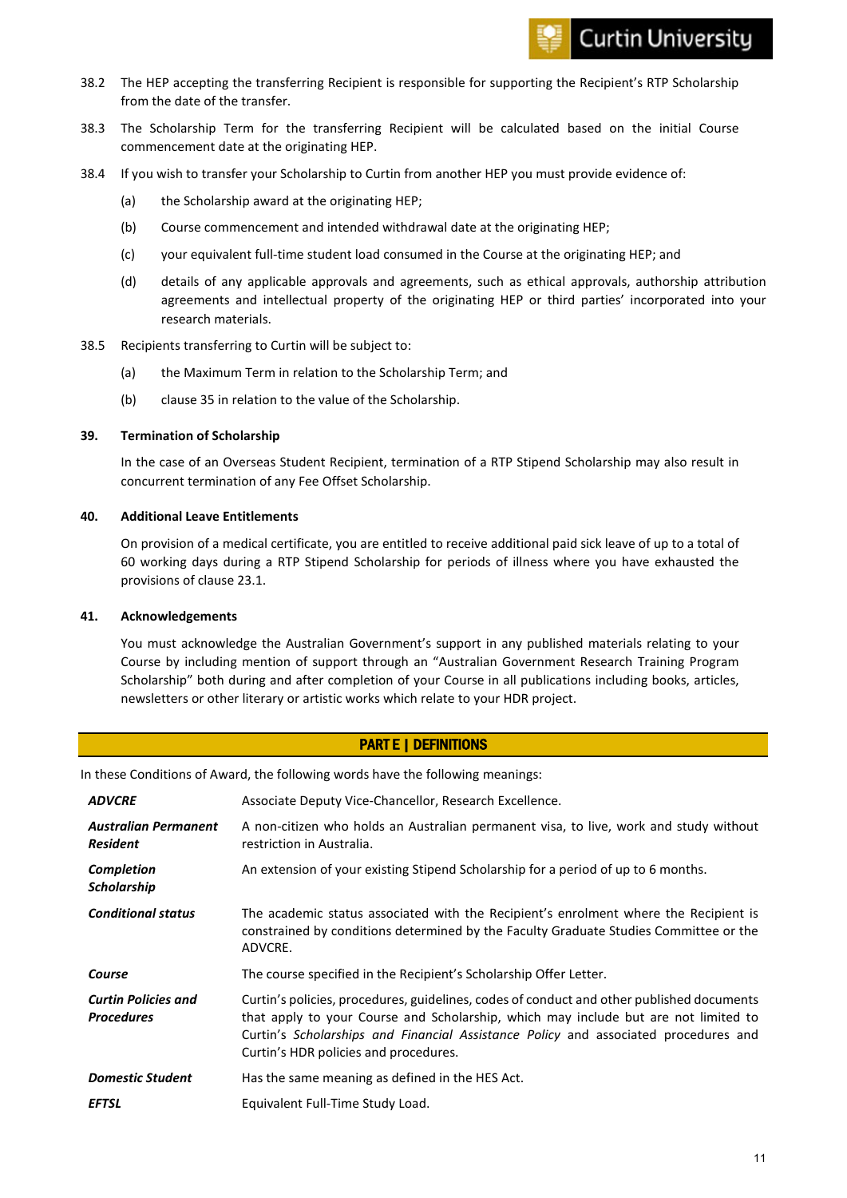38.2 The HEP accepting the transferring Recipient is responsible for supporting the Recipient's RTP Scholarship from the date of the transfer.

38.3 The Scholarship Term for the transferring Recipient will be calculated based on the initial Course commencement date at the originating HEP.

38.4 If you wish to transfer your Scholarship to Curtin from another HEP you must provide evidence of:

(a) the Scholarship award at the originating HEP;

(b) Course commencement and intended withdrawal date at the originating HEP;

(c) your equivalent full-time student load consumed in the Course at the originating HEP; and

(d) details of any applicable approvals and agreements, such as ethical approvals, authorship attribution agreements and intellectual property of the originating HEP or third parties' incorporated into your research materials.

38.5 Recipients transferring to Curtin will be subject to:

(a) the Maximum Term in relation to the Scholarship Term; and

(b) clause 35 in relation to the value of the Scholarship.

### 39. Termination of Scholarship

In the case of an Overseas Student Recipient, termination of a RTP Stipend Scholarship may also result in concurrent termination of any Fee Offset Scholarship.

### 40. Additional Leave Entitlements

On provision of a medical certificate, you are entitled to receive additional paid sick leave of up to a total of 60 working days during a RTP Stipend Scholarship for periods of illness where you have exhausted the provisions of clause 23.1.

### 41. Acknowledgements

You must acknowledge the Australian Government's support in any published materials relating to your Course by including mention of support through an "Australian Government Research Training Program Scholarship" both during and after completion of your Course in all publications including books, articles, newsletters or other literary or artistic works which relate to your HDR project.

## PART E | DEFINITIONS

In these Conditions of Award, the following words have the following meanings:

| Term | Meaning |
|---|---|
| ***ADVCRE*** | Associate Deputy Vice-Chancellor, Research Excellence. |
| ***Australian Permanent Resident*** | A non-citizen who holds an Australian permanent visa, to live, work and study without restriction in Australia. |
| ***Completion Scholarship*** | An extension of your existing Stipend Scholarship for a period of up to 6 months. |
| ***Conditional status*** | The academic status associated with the Recipient's enrolment where the Recipient is constrained by conditions determined by the Faculty Graduate Studies Committee or the ADVCRE. |
| ***Course*** | The course specified in the Recipient's Scholarship Offer Letter. |
| ***Curtin Policies and Procedures*** | Curtin's policies, procedures, guidelines, codes of conduct and other published documents that apply to your Course and Scholarship, which may include but are not limited to Curtin's *Scholarships and Financial Assistance Policy* and associated procedures and Curtin's HDR policies and procedures. |
| ***Domestic Student*** | Has the same meaning as defined in the HES Act. |
| ***EFTSL*** | Equivalent Full-Time Study Load. |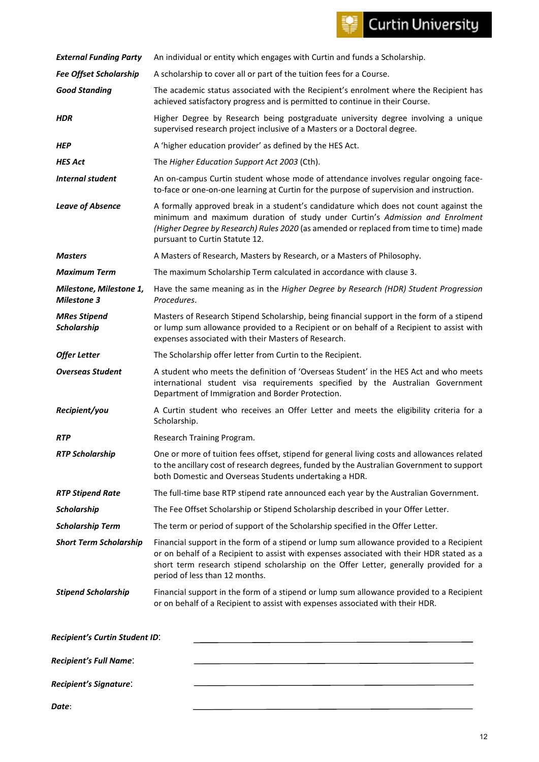| | |
|---|---|
| ***External Funding Party*** | An individual or entity which engages with Curtin and funds a Scholarship. |
| ***Fee Offset Scholarship*** | A scholarship to cover all or part of the tuition fees for a Course. |
| ***Good Standing*** | The academic status associated with the Recipient's enrolment where the Recipient has achieved satisfactory progress and is permitted to continue in their Course. |
| ***HDR*** | Higher Degree by Research being postgraduate university degree involving a unique supervised research project inclusive of a Masters or a Doctoral degree. |
| ***HEP*** | A 'higher education provider' as defined by the HES Act. |
| ***HES Act*** | The *Higher Education Support Act 2003* (Cth). |
| ***Internal student*** | An on-campus Curtin student whose mode of attendance involves regular ongoing face-to-face or one-on-one learning at Curtin for the purpose of supervision and instruction. |
| ***Leave of Absence*** | A formally approved break in a student's candidature which does not count against the minimum and maximum duration of study under Curtin's *Admission and Enrolment (Higher Degree by Research) Rules 2020* (as amended or replaced from time to time) made pursuant to Curtin Statute 12. |
| ***Masters*** | A Masters of Research, Masters by Research, or a Masters of Philosophy. |
| ***Maximum Term*** | The maximum Scholarship Term calculated in accordance with clause 3. |
| ***Milestone, Milestone 1, Milestone 3*** | Have the same meaning as in the *Higher Degree by Research (HDR) Student Progression Procedures*. |
| ***MRes Stipend Scholarship*** | Masters of Research Stipend Scholarship, being financial support in the form of a stipend or lump sum allowance provided to a Recipient or on behalf of a Recipient to assist with expenses associated with their Masters of Research. |
| ***Offer Letter*** | The Scholarship offer letter from Curtin to the Recipient. |
| ***Overseas Student*** | A student who meets the definition of 'Overseas Student' in the HES Act and who meets international student visa requirements specified by the Australian Government Department of Immigration and Border Protection. |
| ***Recipient/you*** | A Curtin student who receives an Offer Letter and meets the eligibility criteria for a Scholarship. |
| ***RTP*** | Research Training Program. |
| ***RTP Scholarship*** | One or more of tuition fees offset, stipend for general living costs and allowances related to the ancillary cost of research degrees, funded by the Australian Government to support both Domestic and Overseas Students undertaking a HDR. |
| ***RTP Stipend Rate*** | The full-time base RTP stipend rate announced each year by the Australian Government. |
| ***Scholarship*** | The Fee Offset Scholarship or Stipend Scholarship described in your Offer Letter. |
| ***Scholarship Term*** | The term or period of support of the Scholarship specified in the Offer Letter. |
| ***Short Term Scholarship*** | Financial support in the form of a stipend or lump sum allowance provided to a Recipient or on behalf of a Recipient to assist with expenses associated with their HDR stated as a short term research stipend scholarship on the Offer Letter, generally provided for a period of less than 12 months. |
| ***Stipend Scholarship*** | Financial support in the form of a stipend or lump sum allowance provided to a Recipient or on behalf of a Recipient to assist with expenses associated with their HDR. |

***Recipient's Curtin Student ID***: ______________________________

***Recipient's Full Name***: ______________________________

***Recipient's Signature***: ______________________________

***Date***: ______________________________